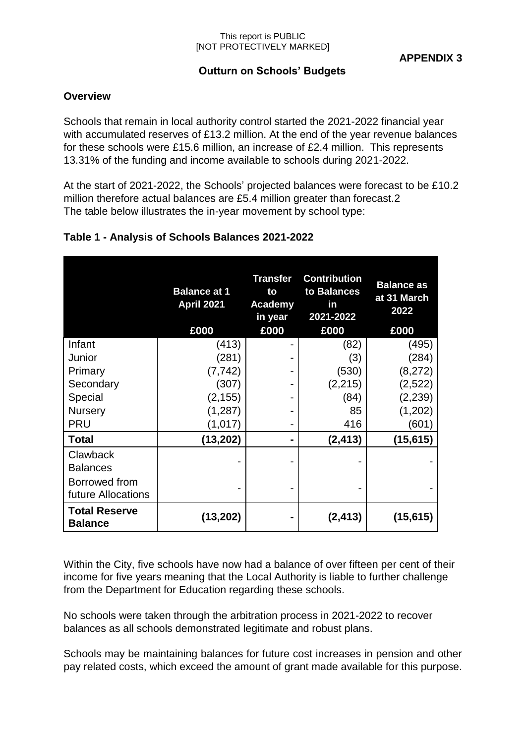**APPENDIX 3**

## Outturn on Schools' Budgets

### Overview

Schools that remain in local authority control started the 2021-2022 financial year with accumulated reserves of £13.2 million. At the end of the year revenue balances for these schools were £15.6 million, an increase of £2.4 million. This represents 13.31% of the funding and income available to schools during 2021-2022.

At the start of 2021-2022, the Schools' projected balances were forecast to be £10.2 million therefore actual balances are £5.4 million greater than forecast.2
The table below illustrates the in-year movement by school type:

**Table 1 - Analysis of Schools Balances 2021-2022**

| | Balance at 1 April 2021 | Transfer to Academy in year | Contribution to Balances in 2021-2022 | Balance as at 31 March 2022 |
|---|---|---|---|---|
| | £000 | £000 | £000 | £000 |
| Infant | (413) | - | (82) | (495) |
| Junior | (281) | - | (3) | (284) |
| Primary | (7,742) | - | (530) | (8,272) |
| Secondary | (307) | - | (2,215) | (2,522) |
| Special | (2,155) | - | (84) | (2,239) |
| Nursery | (1,287) | - | 85 | (1,202) |
| PRU | (1,017) | - | 416 | (601) |
| **Total** | **(13,202)** | **-** | **(2,413)** | **(15,615)** |
| Clawback Balances | - | - | - | - |
| Borrowed from future Allocations | - | - | - | - |
| **Total Reserve Balance** | **(13,202)** | **-** | **(2,413)** | **(15,615)** |

Within the City, five schools have now had a balance of over fifteen per cent of their income for five years meaning that the Local Authority is liable to further challenge from the Department for Education regarding these schools.

No schools were taken through the arbitration process in 2021-2022 to recover balances as all schools demonstrated legitimate and robust plans.

Schools may be maintaining balances for future cost increases in pension and other pay related costs, which exceed the amount of grant made available for this purpose.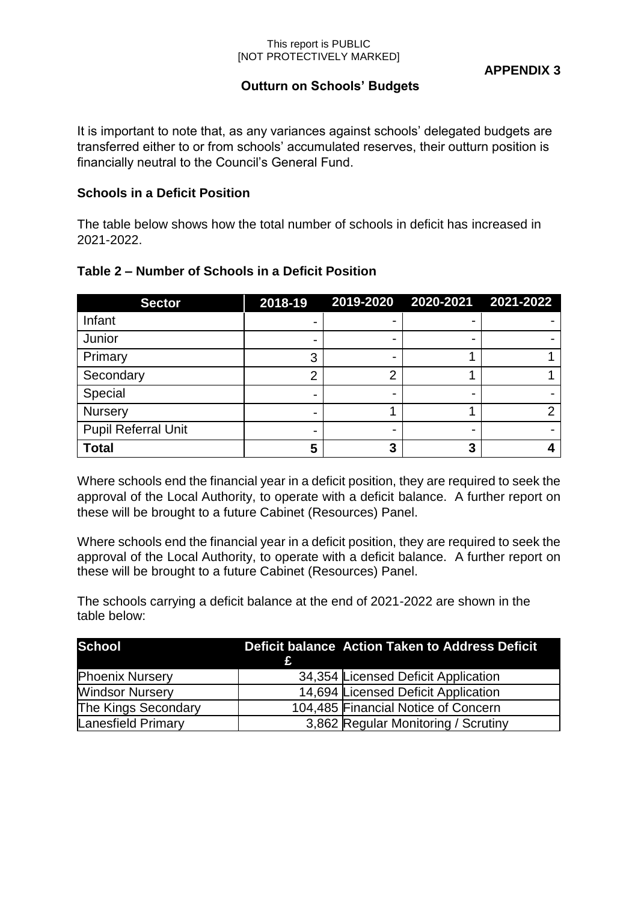This report is PUBLIC
[NOT PROTECTIVELY MARKED]

**APPENDIX 3**

## Outturn on Schools' Budgets

It is important to note that, as any variances against schools' delegated budgets are transferred either to or from schools' accumulated reserves, their outturn position is financially neutral to the Council's General Fund.

### Schools in a Deficit Position

The table below shows how the total number of schools in deficit has increased in 2021-2022.

### Table 2 – Number of Schools in a Deficit Position

| Sector | 2018-19 | 2019-2020 | 2020-2021 | 2021-2022 |
|---|---|---|---|---|
| Infant | - | - | - | - |
| Junior | - | - | - | - |
| Primary | 3 | - | 1 | 1 |
| Secondary | 2 | 2 | 1 | 1 |
| Special | - | - | - | - |
| Nursery | - | 1 | 1 | 2 |
| Pupil Referral Unit | - | - | - | - |
| **Total** | **5** | **3** | **3** | **4** |

Where schools end the financial year in a deficit position, they are required to seek the approval of the Local Authority, to operate with a deficit balance. A further report on these will be brought to a future Cabinet (Resources) Panel.

Where schools end the financial year in a deficit position, they are required to seek the approval of the Local Authority, to operate with a deficit balance. A further report on these will be brought to a future Cabinet (Resources) Panel.

The schools carrying a deficit balance at the end of 2021-2022 are shown in the table below:

| School | Deficit balance £ | Action Taken to Address Deficit |
|---|---|---|
| Phoenix Nursery | 34,354 | Licensed Deficit Application |
| Windsor Nursery | 14,694 | Licensed Deficit Application |
| The Kings Secondary | 104,485 | Financial Notice of Concern |
| Lanesfield Primary | 3,862 | Regular Monitoring / Scrutiny |